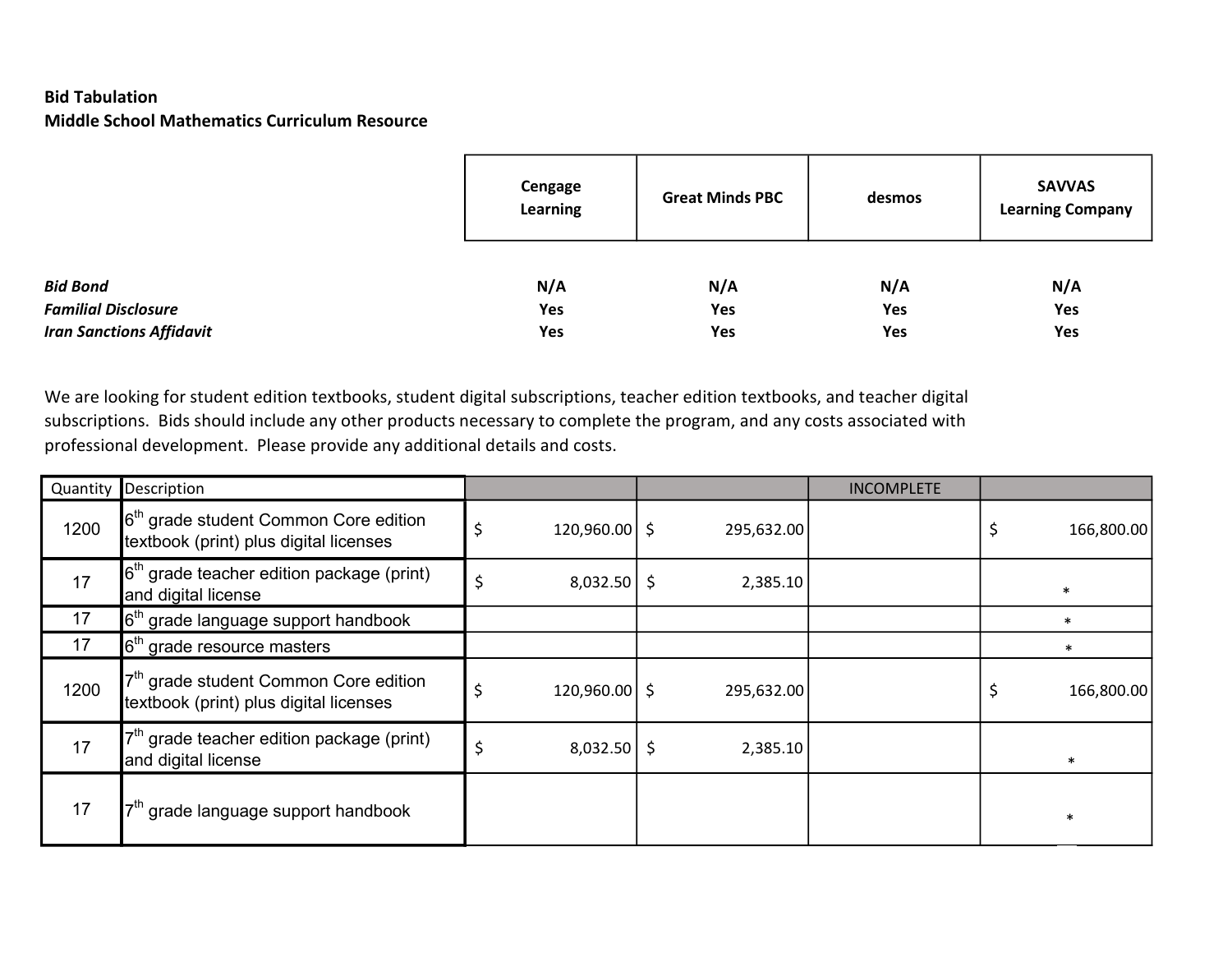**Bid Tabulation**
**Middle School Mathematics Curriculum Resource**

| | Cengage Learning | Great Minds PBC | desmos | SAVVAS Learning Company |
|---|---|---|---|---|
| ***Bid Bond*** | **N/A** | **N/A** | **N/A** | **N/A** |
| ***Familial Disclosure*** | **Yes** | **Yes** | **Yes** | **Yes** |
| ***Iran Sanctions Affidavit*** | **Yes** | **Yes** | **Yes** | **Yes** |

We are looking for student edition textbooks, student digital subscriptions, teacher edition textbooks, and teacher digital subscriptions. Bids should include any other products necessary to complete the program, and any costs associated with professional development. Please provide any additional details and costs.

| Quantity | Description | Cengage Learning | Great Minds PBC | desmos | SAVVAS Learning Company |
|---|---|---|---|---|---|
| | | | | INCOMPLETE | |
| 1200 | 6th grade student Common Core edition textbook (print) plus digital licenses | $ 120,960.00 | $ 295,632.00 | | $ 166,800.00 |
| 17 | 6th grade teacher edition package (print) and digital license | $ 8,032.50 | $ 2,385.10 | | * |
| 17 | 6th grade language support handbook | | | | * |
| 17 | 6th grade resource masters | | | | * |
| 1200 | 7th grade student Common Core edition textbook (print) plus digital licenses | $ 120,960.00 | $ 295,632.00 | | $ 166,800.00 |
| 17 | 7th grade teacher edition package (print) and digital license | $ 8,032.50 | $ 2,385.10 | | * |
| 17 | 7th grade language support handbook | | | | * |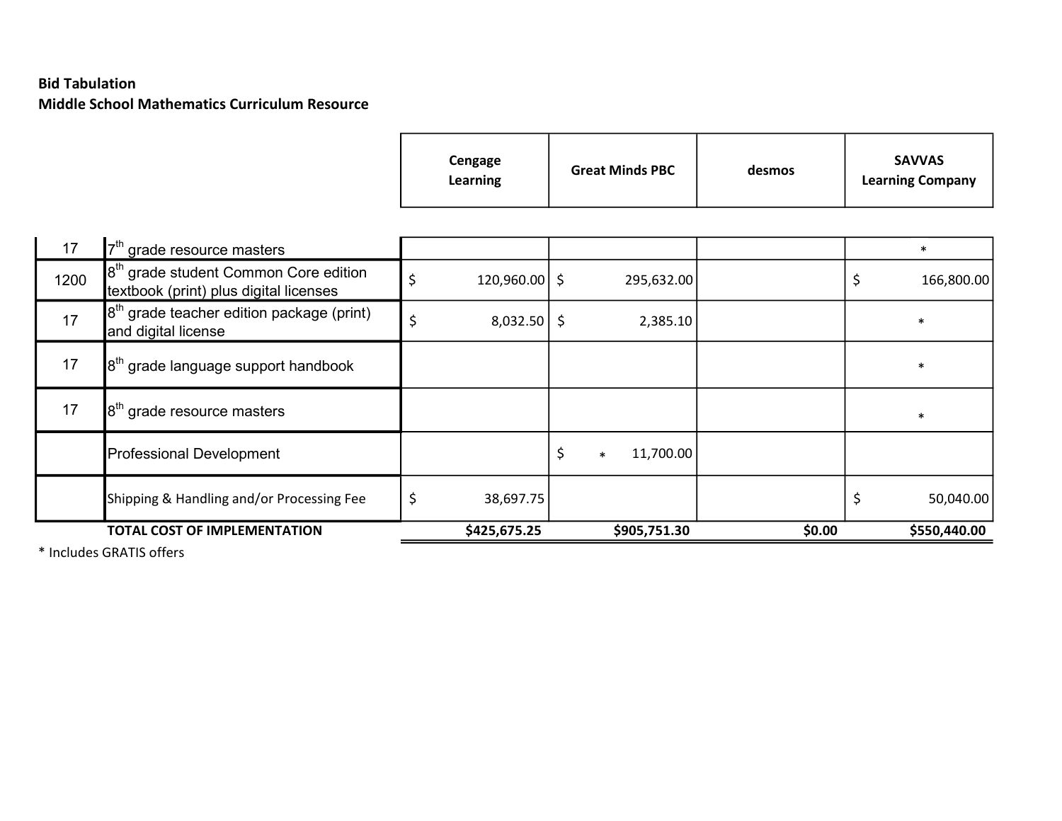**Bid Tabulation**
**Middle School Mathematics Curriculum Resource**

| | | Cengage Learning | Great Minds PBC | desmos | SAVVAS Learning Company |
|---|---|---|---|---|---|
| 17 | 7th grade resource masters | | | | * |
| 1200 | 8th grade student Common Core edition textbook (print) plus digital licenses | $ 120,960.00 | $ 295,632.00 | | $ 166,800.00 |
| 17 | 8th grade teacher edition package (print) and digital license | $ 8,032.50 | $ 2,385.10 | | * |
| 17 | 8th grade language support handbook | | | | * |
| 17 | 8th grade resource masters | | | | * |
| | Professional Development | | $ * 11,700.00 | | |
| | Shipping & Handling and/or Processing Fee | $ 38,697.75 | | | $ 50,040.00 |
| | **TOTAL COST OF IMPLEMENTATION** | **$425,675.25** | **$905,751.30** | **$0.00** | **$550,440.00** |

* Includes GRATIS offers